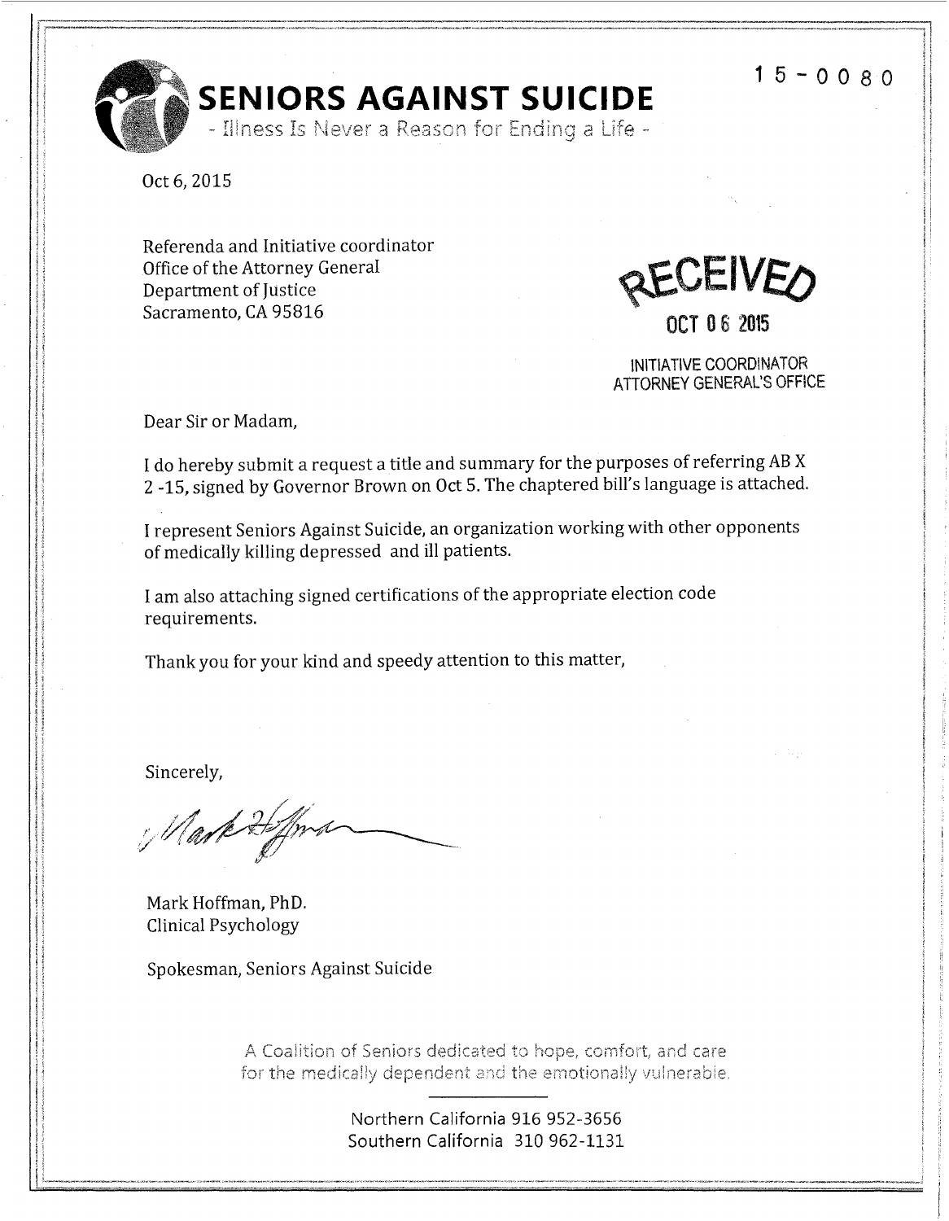15-0080

# SENIORS AGAINST SUICIDE

- Illness Is Never a Reason for Ending a Life -

Oct 6, 2015

Referenda and Initiative coordinator
Office of the Attorney General
Department of Justice
Sacramento, CA 95816

RECEIVED
OCT 06 2015
INITIATIVE COORDINATOR
ATTORNEY GENERAL'S OFFICE

Dear Sir or Madam,

I do hereby submit a request a title and summary for the purposes of referring AB X 2 -15, signed by Governor Brown on Oct 5. The chaptered bill's language is attached.

I represent Seniors Against Suicide, an organization working with other opponents of medically killing depressed and ill patients.

I am also attaching signed certifications of the appropriate election code requirements.

Thank you for your kind and speedy attention to this matter,

Sincerely,

Mark Hoffman, PhD.
Clinical Psychology

Spokesman, Seniors Against Suicide

A Coalition of Seniors dedicated to hope, comfort, and care for the medically dependent and the emotionally vulnerable.

Northern California 916 952-3656
Southern California 310 962-1131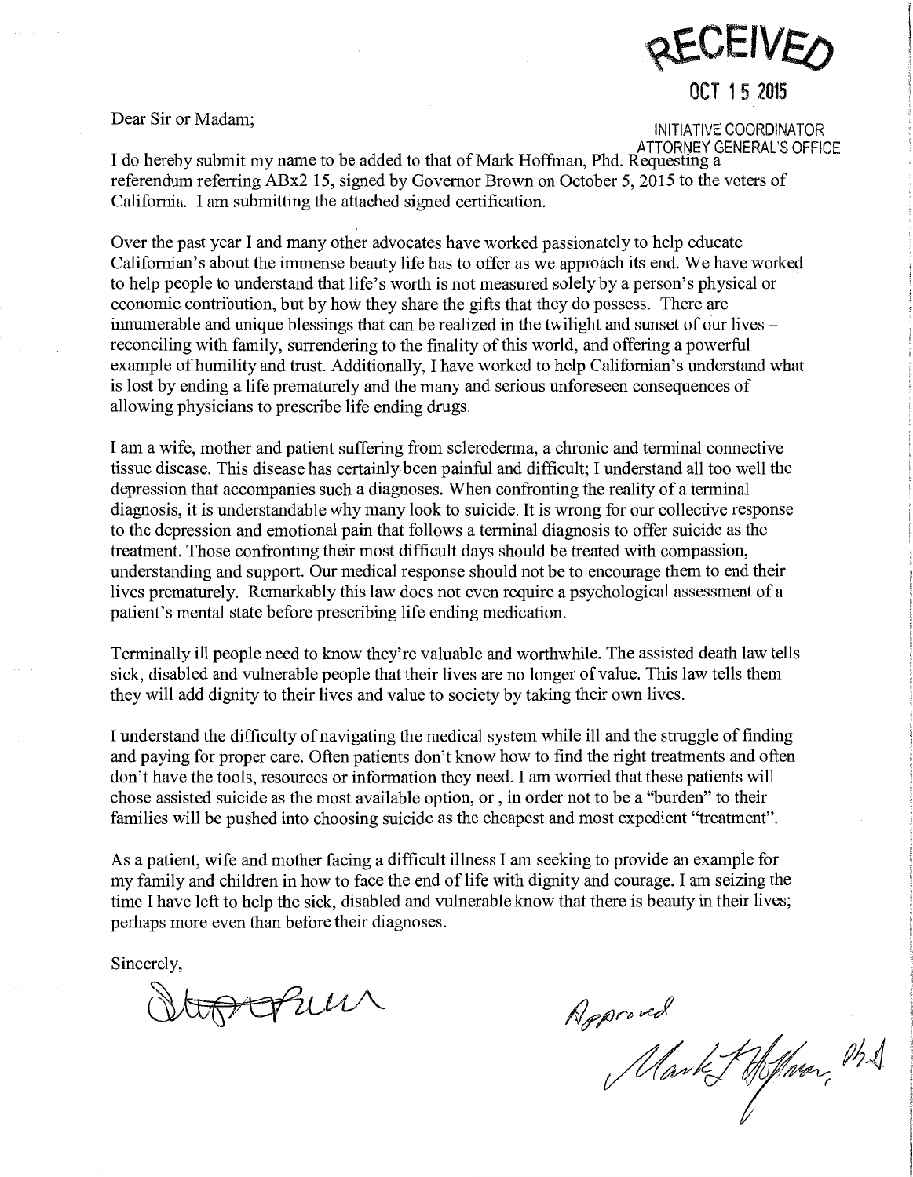RECEIVED

OCT 15 2015

INITIATIVE COORDINATOR
ATTORNEY GENERAL'S OFFICE

Dear Sir or Madam;

I do hereby submit my name to be added to that of Mark Hoffman, Phd. Requesting a referendum referring ABx2 15, signed by Governor Brown on October 5, 2015 to the voters of California. I am submitting the attached signed certification.

Over the past year I and many other advocates have worked passionately to help educate Californian's about the immense beauty life has to offer as we approach its end. We have worked to help people to understand that life's worth is not measured solely by a person's physical or economic contribution, but by how they share the gifts that they do possess. There are innumerable and unique blessings that can be realized in the twilight and sunset of our lives – reconciling with family, surrendering to the finality of this world, and offering a powerful example of humility and trust. Additionally, I have worked to help Californian's understand what is lost by ending a life prematurely and the many and serious unforeseen consequences of allowing physicians to prescribe life ending drugs.

I am a wife, mother and patient suffering from scleroderma, a chronic and terminal connective tissue disease. This disease has certainly been painful and difficult; I understand all too well the depression that accompanies such a diagnoses. When confronting the reality of a terminal diagnosis, it is understandable why many look to suicide. It is wrong for our collective response to the depression and emotional pain that follows a terminal diagnosis to offer suicide as the treatment. Those confronting their most difficult days should be treated with compassion, understanding and support. Our medical response should not be to encourage them to end their lives prematurely. Remarkably this law does not even require a psychological assessment of a patient's mental state before prescribing life ending medication.

Terminally ill people need to know they're valuable and worthwhile. The assisted death law tells sick, disabled and vulnerable people that their lives are no longer of value. This law tells them they will add dignity to their lives and value to society by taking their own lives.

I understand the difficulty of navigating the medical system while ill and the struggle of finding and paying for proper care. Often patients don't know how to find the right treatments and often don't have the tools, resources or information they need. I am worried that these patients will chose assisted suicide as the most available option, or , in order not to be a "burden" to their families will be pushed into choosing suicide as the cheapest and most expedient "treatment".

As a patient, wife and mother facing a difficult illness I am seeking to provide an example for my family and children in how to face the end of life with dignity and courage. I am seizing the time I have left to help the sick, disabled and vulnerable know that there is beauty in their lives; perhaps more even than before their diagnoses.

Sincerely,

[Signature]

Approved
Mark L Hoffman, Ph.D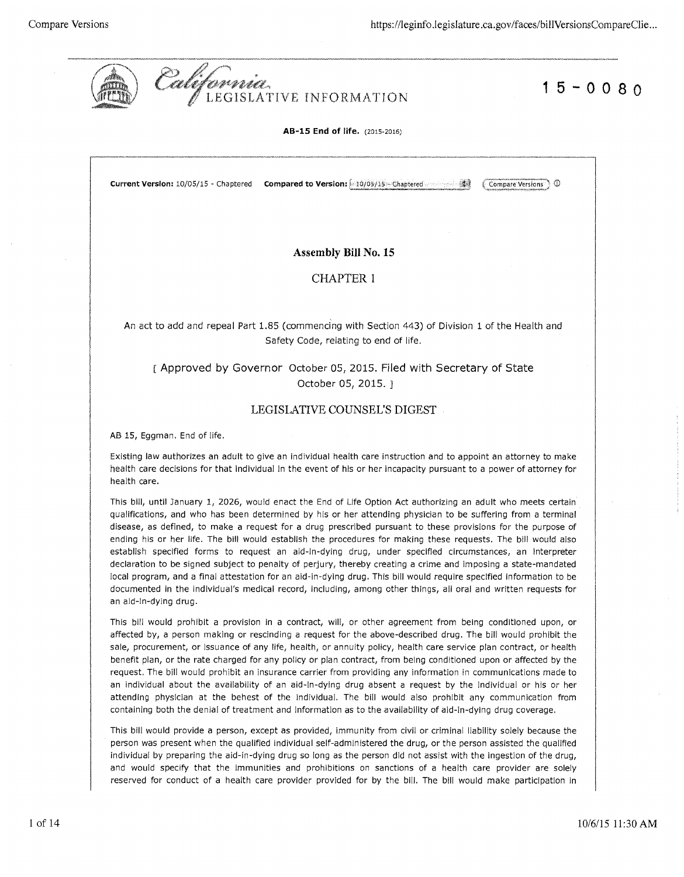California LEGISLATIVE INFORMATION

15-0080

**AB-15 End of life.** (2015-2016)

**Current Version:** 10/05/15 - Chaptered **Compared to Version:** 10/05/15 - Chaptered

## Assembly Bill No. 15

## CHAPTER 1

An act to add and repeal Part 1.85 (commencing with Section 443) of Division 1 of the Health and Safety Code, relating to end of life.

[ Approved by Governor October 05, 2015. Filed with Secretary of State October 05, 2015. ]

## LEGISLATIVE COUNSEL'S DIGEST

AB 15, Eggman. End of life.

Existing law authorizes an adult to give an individual health care instruction and to appoint an attorney to make health care decisions for that individual in the event of his or her incapacity pursuant to a power of attorney for health care.

This bill, until January 1, 2026, would enact the End of Life Option Act authorizing an adult who meets certain qualifications, and who has been determined by his or her attending physician to be suffering from a terminal disease, as defined, to make a request for a drug prescribed pursuant to these provisions for the purpose of ending his or her life. The bill would establish the procedures for making these requests. The bill would also establish specified forms to request an aid-in-dying drug, under specified circumstances, an interpreter declaration to be signed subject to penalty of perjury, thereby creating a crime and imposing a state-mandated local program, and a final attestation for an aid-in-dying drug. This bill would require specified information to be documented in the individual's medical record, including, among other things, all oral and written requests for an aid-in-dying drug.

This bill would prohibit a provision in a contract, will, or other agreement from being conditioned upon, or affected by, a person making or rescinding a request for the above-described drug. The bill would prohibit the sale, procurement, or issuance of any life, health, or annuity policy, health care service plan contract, or health benefit plan, or the rate charged for any policy or plan contract, from being conditioned upon or affected by the request. The bill would prohibit an insurance carrier from providing any information in communications made to an individual about the availability of an aid-in-dying drug absent a request by the individual or his or her attending physician at the behest of the individual. The bill would also prohibit any communication from containing both the denial of treatment and information as to the availability of aid-in-dying drug coverage.

This bill would provide a person, except as provided, immunity from civil or criminal liability solely because the person was present when the qualified individual self-administered the drug, or the person assisted the qualified individual by preparing the aid-in-dying drug so long as the person did not assist with the ingestion of the drug, and would specify that the immunities and prohibitions on sanctions of a health care provider are solely reserved for conduct of a health care provider provided for by the bill. The bill would make participation in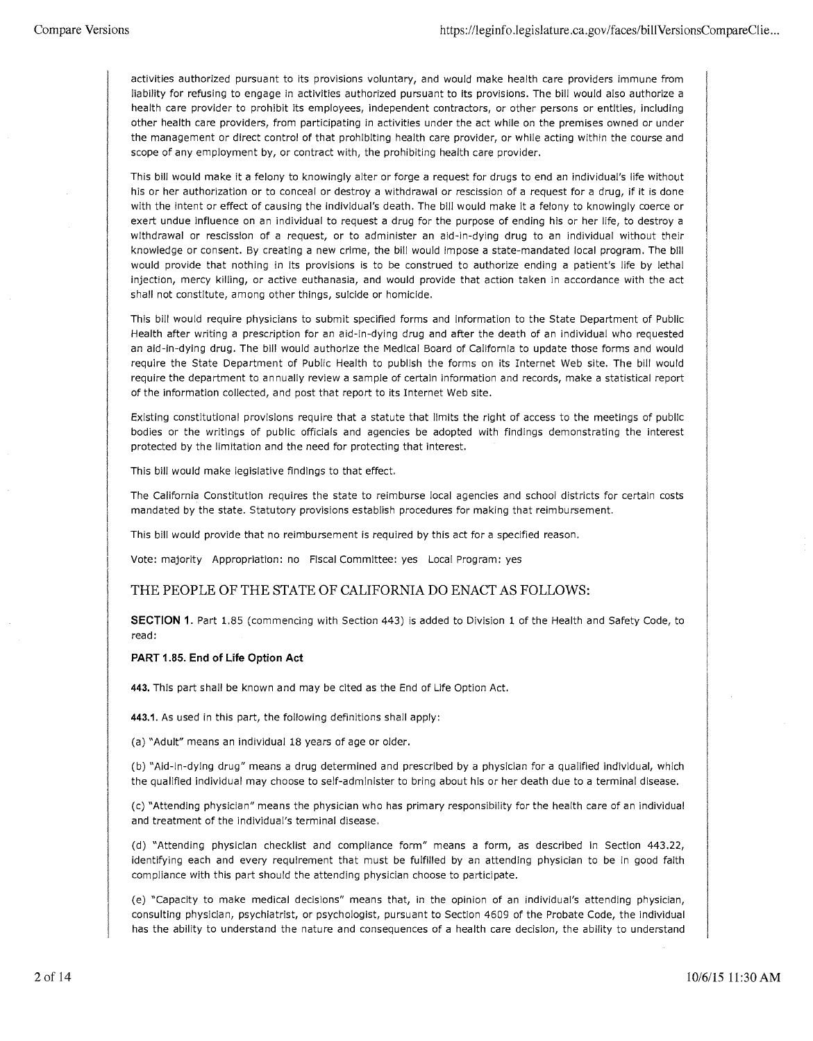activities authorized pursuant to its provisions voluntary, and would make health care providers immune from liability for refusing to engage in activities authorized pursuant to its provisions. The bill would also authorize a health care provider to prohibit its employees, independent contractors, or other persons or entities, including other health care providers, from participating in activities under the act while on the premises owned or under the management or direct control of that prohibiting health care provider, or while acting within the course and scope of any employment by, or contract with, the prohibiting health care provider.

This bill would make it a felony to knowingly alter or forge a request for drugs to end an individual's life without his or her authorization or to conceal or destroy a withdrawal or rescission of a request for a drug, if it is done with the intent or effect of causing the individual's death. The bill would make it a felony to knowingly coerce or exert undue influence on an individual to request a drug for the purpose of ending his or her life, to destroy a withdrawal or rescission of a request, or to administer an aid-in-dying drug to an individual without their knowledge or consent. By creating a new crime, the bill would impose a state-mandated local program. The bill would provide that nothing in its provisions is to be construed to authorize ending a patient's life by lethal injection, mercy killing, or active euthanasia, and would provide that action taken in accordance with the act shall not constitute, among other things, suicide or homicide.

This bill would require physicians to submit specified forms and information to the State Department of Public Health after writing a prescription for an aid-in-dying drug and after the death of an individual who requested an aid-in-dying drug. The bill would authorize the Medical Board of California to update those forms and would require the State Department of Public Health to publish the forms on its Internet Web site. The bill would require the department to annually review a sample of certain information and records, make a statistical report of the information collected, and post that report to its Internet Web site.

Existing constitutional provisions require that a statute that limits the right of access to the meetings of public bodies or the writings of public officials and agencies be adopted with findings demonstrating the interest protected by the limitation and the need for protecting that interest.

This bill would make legislative findings to that effect.

The California Constitution requires the state to reimburse local agencies and school districts for certain costs mandated by the state. Statutory provisions establish procedures for making that reimbursement.

This bill would provide that no reimbursement is required by this act for a specified reason.

Vote: majority Appropriation: no Fiscal Committee: yes Local Program: yes

## THE PEOPLE OF THE STATE OF CALIFORNIA DO ENACT AS FOLLOWS:

**SECTION 1.** Part 1.85 (commencing with Section 443) is added to Division 1 of the Health and Safety Code, to read:

**PART 1.85. End of Life Option Act**

**443.** This part shall be known and may be cited as the End of Life Option Act.

**443.1.** As used in this part, the following definitions shall apply:

(a) "Adult" means an individual 18 years of age or older.

(b) "Aid-in-dying drug" means a drug determined and prescribed by a physician for a qualified individual, which the qualified individual may choose to self-administer to bring about his or her death due to a terminal disease.

(c) "Attending physician" means the physician who has primary responsibility for the health care of an individual and treatment of the individual's terminal disease.

(d) "Attending physician checklist and compliance form" means a form, as described in Section 443.22, identifying each and every requirement that must be fulfilled by an attending physician to be in good faith compliance with this part should the attending physician choose to participate.

(e) "Capacity to make medical decisions" means that, in the opinion of an individual's attending physician, consulting physician, psychiatrist, or psychologist, pursuant to Section 4609 of the Probate Code, the individual has the ability to understand the nature and consequences of a health care decision, the ability to understand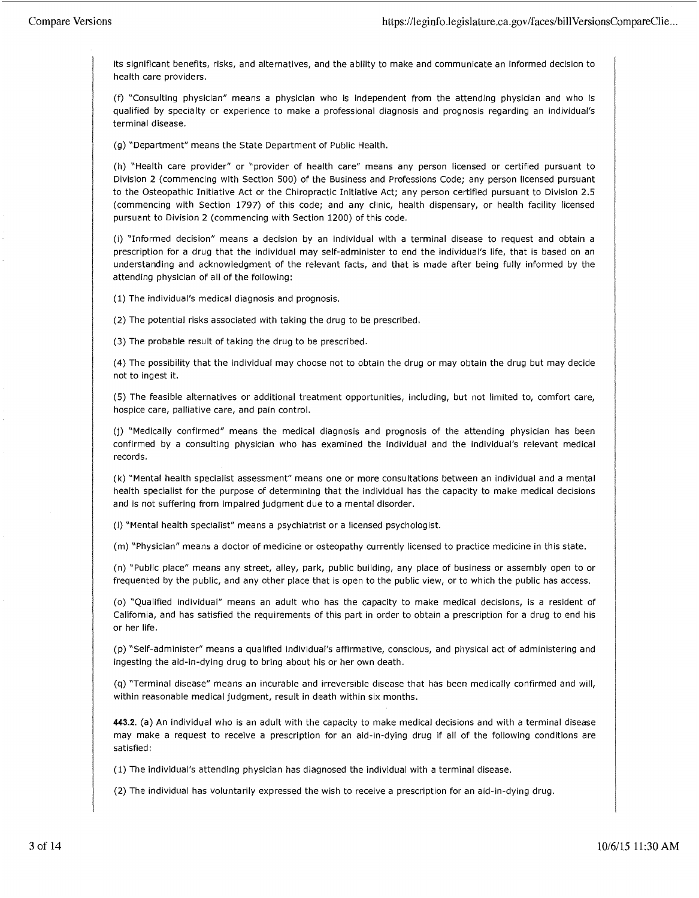its significant benefits, risks, and alternatives, and the ability to make and communicate an informed decision to health care providers.

(f) "Consulting physician" means a physician who is independent from the attending physician and who is qualified by specialty or experience to make a professional diagnosis and prognosis regarding an individual's terminal disease.

(g) "Department" means the State Department of Public Health.

(h) "Health care provider" or "provider of health care" means any person licensed or certified pursuant to Division 2 (commencing with Section 500) of the Business and Professions Code; any person licensed pursuant to the Osteopathic Initiative Act or the Chiropractic Initiative Act; any person certified pursuant to Division 2.5 (commencing with Section 1797) of this code; and any clinic, health dispensary, or health facility licensed pursuant to Division 2 (commencing with Section 1200) of this code.

(i) "Informed decision" means a decision by an individual with a terminal disease to request and obtain a prescription for a drug that the individual may self-administer to end the individual's life, that is based on an understanding and acknowledgment of the relevant facts, and that is made after being fully informed by the attending physician of all of the following:

(1) The individual's medical diagnosis and prognosis.

(2) The potential risks associated with taking the drug to be prescribed.

(3) The probable result of taking the drug to be prescribed.

(4) The possibility that the individual may choose not to obtain the drug or may obtain the drug but may decide not to ingest it.

(5) The feasible alternatives or additional treatment opportunities, including, but not limited to, comfort care, hospice care, palliative care, and pain control.

(j) "Medically confirmed" means the medical diagnosis and prognosis of the attending physician has been confirmed by a consulting physician who has examined the individual and the individual's relevant medical records.

(k) "Mental health specialist assessment" means one or more consultations between an individual and a mental health specialist for the purpose of determining that the individual has the capacity to make medical decisions and is not suffering from impaired judgment due to a mental disorder.

(l) "Mental health specialist" means a psychiatrist or a licensed psychologist.

(m) "Physician" means a doctor of medicine or osteopathy currently licensed to practice medicine in this state.

(n) "Public place" means any street, alley, park, public building, any place of business or assembly open to or frequented by the public, and any other place that is open to the public view, or to which the public has access.

(o) "Qualified individual" means an adult who has the capacity to make medical decisions, is a resident of California, and has satisfied the requirements of this part in order to obtain a prescription for a drug to end his or her life.

(p) "Self-administer" means a qualified individual's affirmative, conscious, and physical act of administering and ingesting the aid-in-dying drug to bring about his or her own death.

(q) "Terminal disease" means an incurable and irreversible disease that has been medically confirmed and will, within reasonable medical judgment, result in death within six months.

**443.2.** (a) An individual who is an adult with the capacity to make medical decisions and with a terminal disease may make a request to receive a prescription for an aid-in-dying drug if all of the following conditions are satisfied:

(1) The individual's attending physician has diagnosed the individual with a terminal disease.

(2) The individual has voluntarily expressed the wish to receive a prescription for an aid-in-dying drug.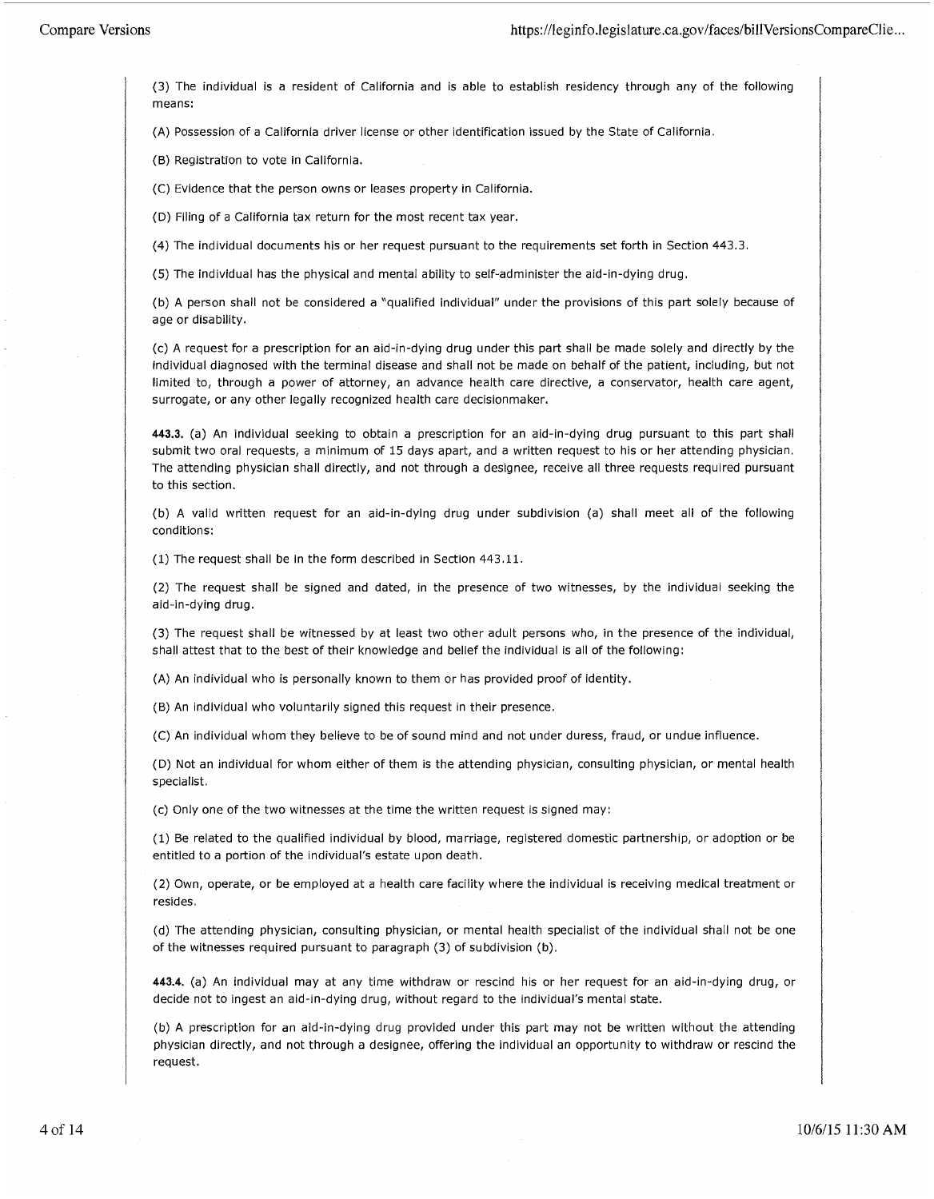(3) The individual is a resident of California and is able to establish residency through any of the following means:

(A) Possession of a California driver license or other identification issued by the State of California.

(B) Registration to vote in California.

(C) Evidence that the person owns or leases property in California.

(D) Filing of a California tax return for the most recent tax year.

(4) The individual documents his or her request pursuant to the requirements set forth in Section 443.3.

(5) The individual has the physical and mental ability to self-administer the aid-in-dying drug.

(b) A person shall not be considered a "qualified individual" under the provisions of this part solely because of age or disability.

(c) A request for a prescription for an aid-in-dying drug under this part shall be made solely and directly by the individual diagnosed with the terminal disease and shall not be made on behalf of the patient, including, but not limited to, through a power of attorney, an advance health care directive, a conservator, health care agent, surrogate, or any other legally recognized health care decisionmaker.

**443.3.** (a) An individual seeking to obtain a prescription for an aid-in-dying drug pursuant to this part shall submit two oral requests, a minimum of 15 days apart, and a written request to his or her attending physician. The attending physician shall directly, and not through a designee, receive all three requests required pursuant to this section.

(b) A valid written request for an aid-in-dying drug under subdivision (a) shall meet all of the following conditions:

(1) The request shall be in the form described in Section 443.11.

(2) The request shall be signed and dated, in the presence of two witnesses, by the individual seeking the aid-in-dying drug.

(3) The request shall be witnessed by at least two other adult persons who, in the presence of the individual, shall attest that to the best of their knowledge and belief the individual is all of the following:

(A) An individual who is personally known to them or has provided proof of identity.

(B) An individual who voluntarily signed this request in their presence.

(C) An individual whom they believe to be of sound mind and not under duress, fraud, or undue influence.

(D) Not an individual for whom either of them is the attending physician, consulting physician, or mental health specialist.

(c) Only one of the two witnesses at the time the written request is signed may:

(1) Be related to the qualified individual by blood, marriage, registered domestic partnership, or adoption or be entitled to a portion of the individual's estate upon death.

(2) Own, operate, or be employed at a health care facility where the individual is receiving medical treatment or resides.

(d) The attending physician, consulting physician, or mental health specialist of the individual shall not be one of the witnesses required pursuant to paragraph (3) of subdivision (b).

**443.4.** (a) An individual may at any time withdraw or rescind his or her request for an aid-in-dying drug, or decide not to ingest an aid-in-dying drug, without regard to the individual's mental state.

(b) A prescription for an aid-in-dying drug provided under this part may not be written without the attending physician directly, and not through a designee, offering the individual an opportunity to withdraw or rescind the request.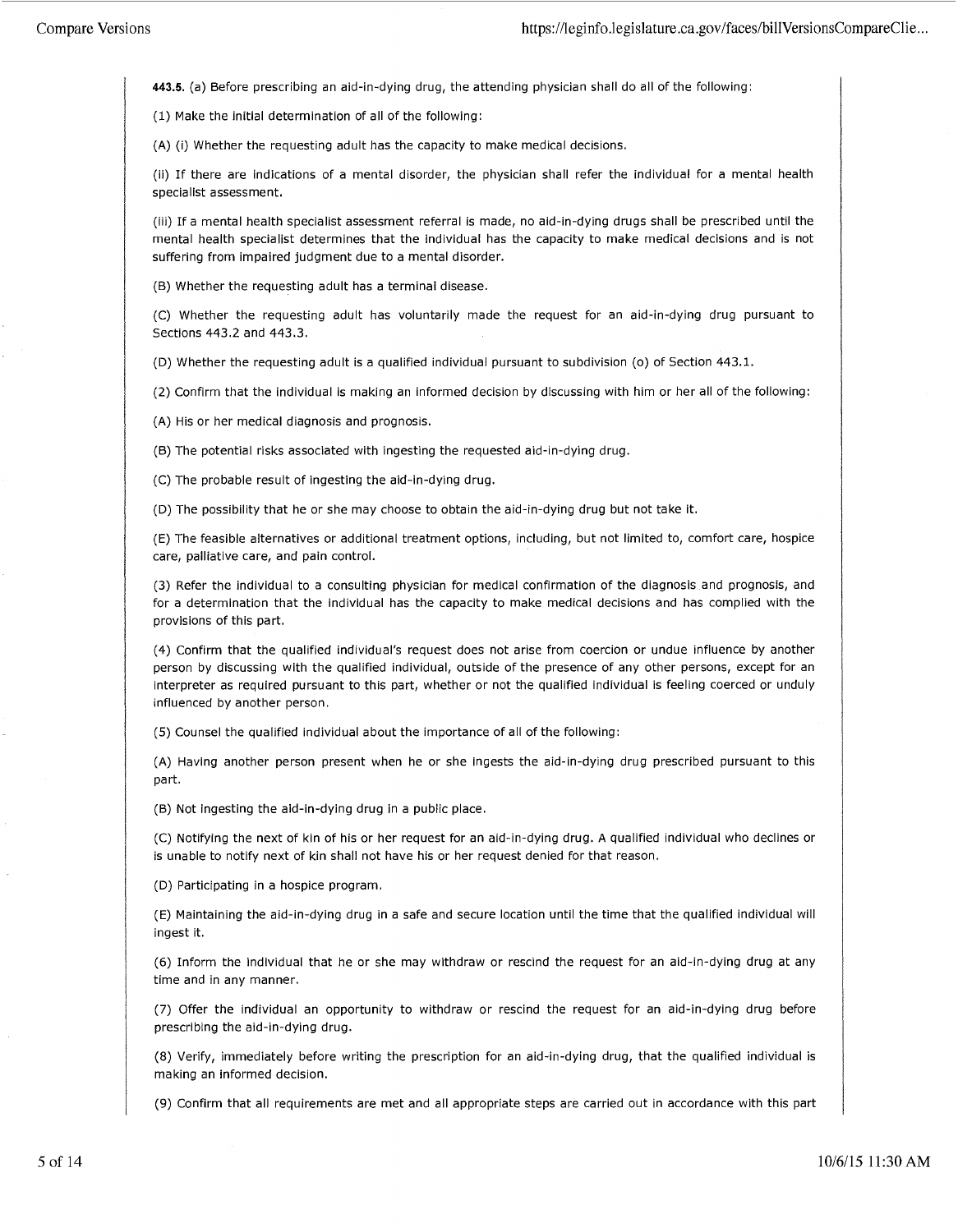**443.5.** (a) Before prescribing an aid-in-dying drug, the attending physician shall do all of the following:

(1) Make the initial determination of all of the following:

(A) (i) Whether the requesting adult has the capacity to make medical decisions.

(ii) If there are indications of a mental disorder, the physician shall refer the individual for a mental health specialist assessment.

(iii) If a mental health specialist assessment referral is made, no aid-in-dying drugs shall be prescribed until the mental health specialist determines that the individual has the capacity to make medical decisions and is not suffering from impaired judgment due to a mental disorder.

(B) Whether the requesting adult has a terminal disease.

(C) Whether the requesting adult has voluntarily made the request for an aid-in-dying drug pursuant to Sections 443.2 and 443.3.

(D) Whether the requesting adult is a qualified individual pursuant to subdivision (o) of Section 443.1.

(2) Confirm that the individual is making an informed decision by discussing with him or her all of the following:

(A) His or her medical diagnosis and prognosis.

(B) The potential risks associated with ingesting the requested aid-in-dying drug.

(C) The probable result of ingesting the aid-in-dying drug.

(D) The possibility that he or she may choose to obtain the aid-in-dying drug but not take it.

(E) The feasible alternatives or additional treatment options, including, but not limited to, comfort care, hospice care, palliative care, and pain control.

(3) Refer the individual to a consulting physician for medical confirmation of the diagnosis and prognosis, and for a determination that the individual has the capacity to make medical decisions and has complied with the provisions of this part.

(4) Confirm that the qualified individual's request does not arise from coercion or undue influence by another person by discussing with the qualified individual, outside of the presence of any other persons, except for an interpreter as required pursuant to this part, whether or not the qualified individual is feeling coerced or unduly influenced by another person.

(5) Counsel the qualified individual about the importance of all of the following:

(A) Having another person present when he or she ingests the aid-in-dying drug prescribed pursuant to this part.

(B) Not ingesting the aid-in-dying drug in a public place.

(C) Notifying the next of kin of his or her request for an aid-in-dying drug. A qualified individual who declines or is unable to notify next of kin shall not have his or her request denied for that reason.

(D) Participating in a hospice program.

(E) Maintaining the aid-in-dying drug in a safe and secure location until the time that the qualified individual will ingest it.

(6) Inform the individual that he or she may withdraw or rescind the request for an aid-in-dying drug at any time and in any manner.

(7) Offer the individual an opportunity to withdraw or rescind the request for an aid-in-dying drug before prescribing the aid-in-dying drug.

(8) Verify, immediately before writing the prescription for an aid-in-dying drug, that the qualified individual is making an informed decision.

(9) Confirm that all requirements are met and all appropriate steps are carried out in accordance with this part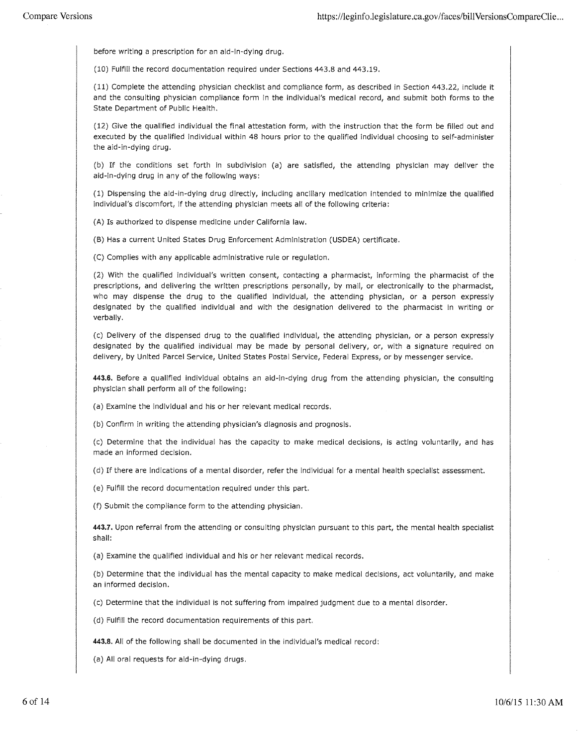before writing a prescription for an aid-in-dying drug.

(10) Fulfill the record documentation required under Sections 443.8 and 443.19.

(11) Complete the attending physician checklist and compliance form, as described in Section 443.22, include it and the consulting physician compliance form in the individual's medical record, and submit both forms to the State Department of Public Health.

(12) Give the qualified individual the final attestation form, with the instruction that the form be filled out and executed by the qualified individual within 48 hours prior to the qualified individual choosing to self-administer the aid-in-dying drug.

(b) If the conditions set forth in subdivision (a) are satisfied, the attending physician may deliver the aid-in-dying drug in any of the following ways:

(1) Dispensing the aid-in-dying drug directly, including ancillary medication intended to minimize the qualified individual's discomfort, if the attending physician meets all of the following criteria:

(A) Is authorized to dispense medicine under California law.

(B) Has a current United States Drug Enforcement Administration (USDEA) certificate.

(C) Complies with any applicable administrative rule or regulation.

(2) With the qualified individual's written consent, contacting a pharmacist, informing the pharmacist of the prescriptions, and delivering the written prescriptions personally, by mail, or electronically to the pharmacist, who may dispense the drug to the qualified individual, the attending physician, or a person expressly designated by the qualified individual and with the designation delivered to the pharmacist in writing or verbally.

(c) Delivery of the dispensed drug to the qualified individual, the attending physician, or a person expressly designated by the qualified individual may be made by personal delivery, or, with a signature required on delivery, by United Parcel Service, United States Postal Service, Federal Express, or by messenger service.

**443.6.** Before a qualified individual obtains an aid-in-dying drug from the attending physician, the consulting physician shall perform all of the following:

(a) Examine the individual and his or her relevant medical records.

(b) Confirm in writing the attending physician's diagnosis and prognosis.

(c) Determine that the individual has the capacity to make medical decisions, is acting voluntarily, and has made an informed decision.

(d) If there are indications of a mental disorder, refer the individual for a mental health specialist assessment.

(e) Fulfill the record documentation required under this part.

(f) Submit the compliance form to the attending physician.

**443.7.** Upon referral from the attending or consulting physician pursuant to this part, the mental health specialist shall:

(a) Examine the qualified individual and his or her relevant medical records.

(b) Determine that the individual has the mental capacity to make medical decisions, act voluntarily, and make an informed decision.

(c) Determine that the individual is not suffering from impaired judgment due to a mental disorder.

(d) Fulfill the record documentation requirements of this part.

**443.8.** All of the following shall be documented in the individual's medical record:

(a) All oral requests for aid-in-dying drugs.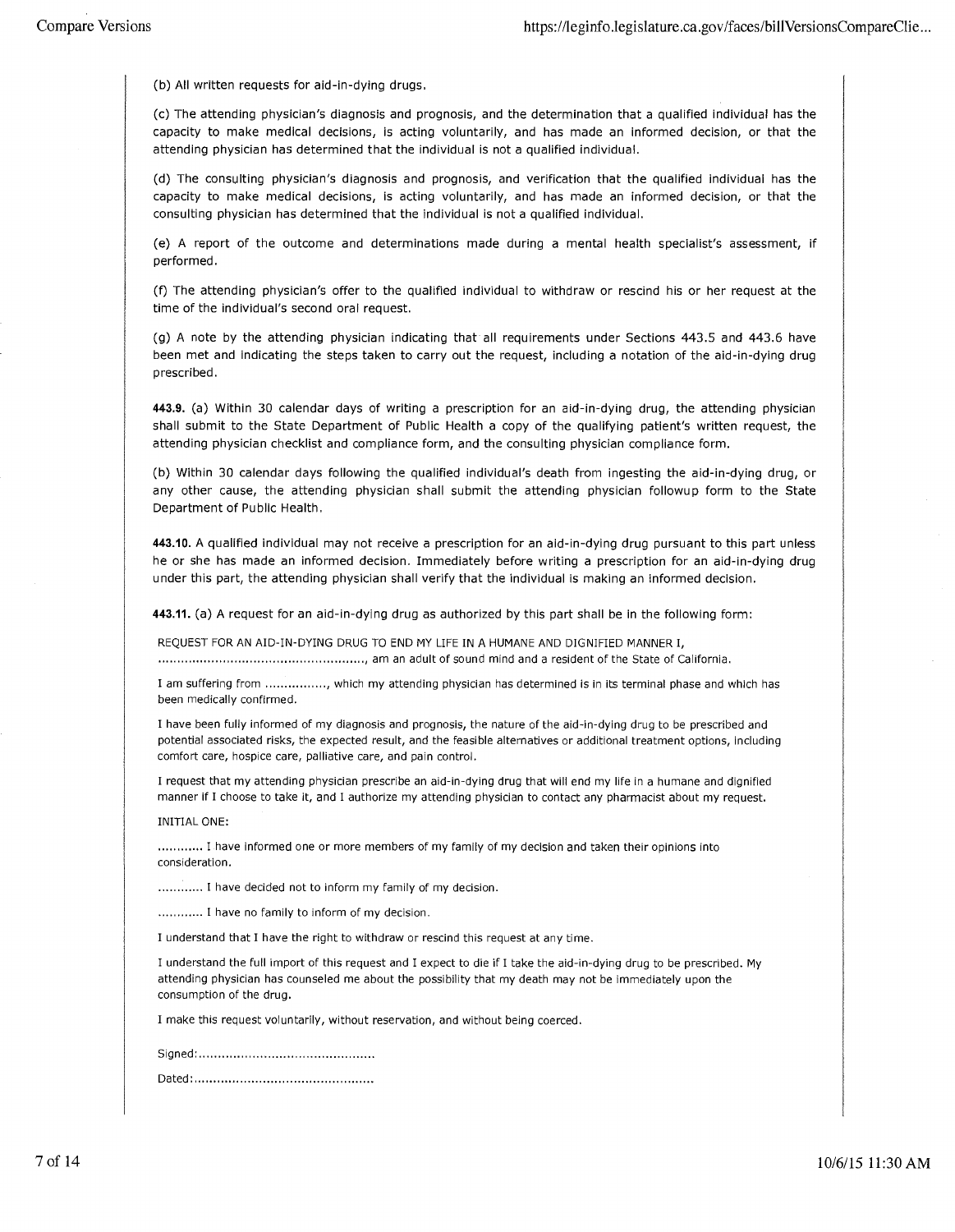(b) All written requests for aid-in-dying drugs.

(c) The attending physician's diagnosis and prognosis, and the determination that a qualified individual has the capacity to make medical decisions, is acting voluntarily, and has made an informed decision, or that the attending physician has determined that the individual is not a qualified individual.

(d) The consulting physician's diagnosis and prognosis, and verification that the qualified individual has the capacity to make medical decisions, is acting voluntarily, and has made an informed decision, or that the consulting physician has determined that the individual is not a qualified individual.

(e) A report of the outcome and determinations made during a mental health specialist's assessment, if performed.

(f) The attending physician's offer to the qualified individual to withdraw or rescind his or her request at the time of the individual's second oral request.

(g) A note by the attending physician indicating that all requirements under Sections 443.5 and 443.6 have been met and indicating the steps taken to carry out the request, including a notation of the aid-in-dying drug prescribed.

**443.9.** (a) Within 30 calendar days of writing a prescription for an aid-in-dying drug, the attending physician shall submit to the State Department of Public Health a copy of the qualifying patient's written request, the attending physician checklist and compliance form, and the consulting physician compliance form.

(b) Within 30 calendar days following the qualified individual's death from ingesting the aid-in-dying drug, or any other cause, the attending physician shall submit the attending physician followup form to the State Department of Public Health.

**443.10.** A qualified individual may not receive a prescription for an aid-in-dying drug pursuant to this part unless he or she has made an informed decision. Immediately before writing a prescription for an aid-in-dying drug under this part, the attending physician shall verify that the individual is making an informed decision.

**443.11.** (a) A request for an aid-in-dying drug as authorized by this part shall be in the following form:

REQUEST FOR AN AID-IN-DYING DRUG TO END MY LIFE IN A HUMANE AND DIGNIFIED MANNER I, ......................................................., am an adult of sound mind and a resident of the State of California.

I am suffering from ................, which my attending physician has determined is in its terminal phase and which has been medically confirmed.

I have been fully informed of my diagnosis and prognosis, the nature of the aid-in-dying drug to be prescribed and potential associated risks, the expected result, and the feasible alternatives or additional treatment options, including comfort care, hospice care, palliative care, and pain control.

I request that my attending physician prescribe an aid-in-dying drug that will end my life in a humane and dignified manner if I choose to take it, and I authorize my attending physician to contact any pharmacist about my request.

INITIAL ONE:

............ I have informed one or more members of my family of my decision and taken their opinions into consideration.

............ I have decided not to inform my family of my decision.

............ I have no family to inform of my decision.

I understand that I have the right to withdraw or rescind this request at any time.

I understand the full import of this request and I expect to die if I take the aid-in-dying drug to be prescribed. My attending physician has counseled me about the possibility that my death may not be immediately upon the consumption of the drug.

I make this request voluntarily, without reservation, and without being coerced.

Signed:...............................................

Dated:................................................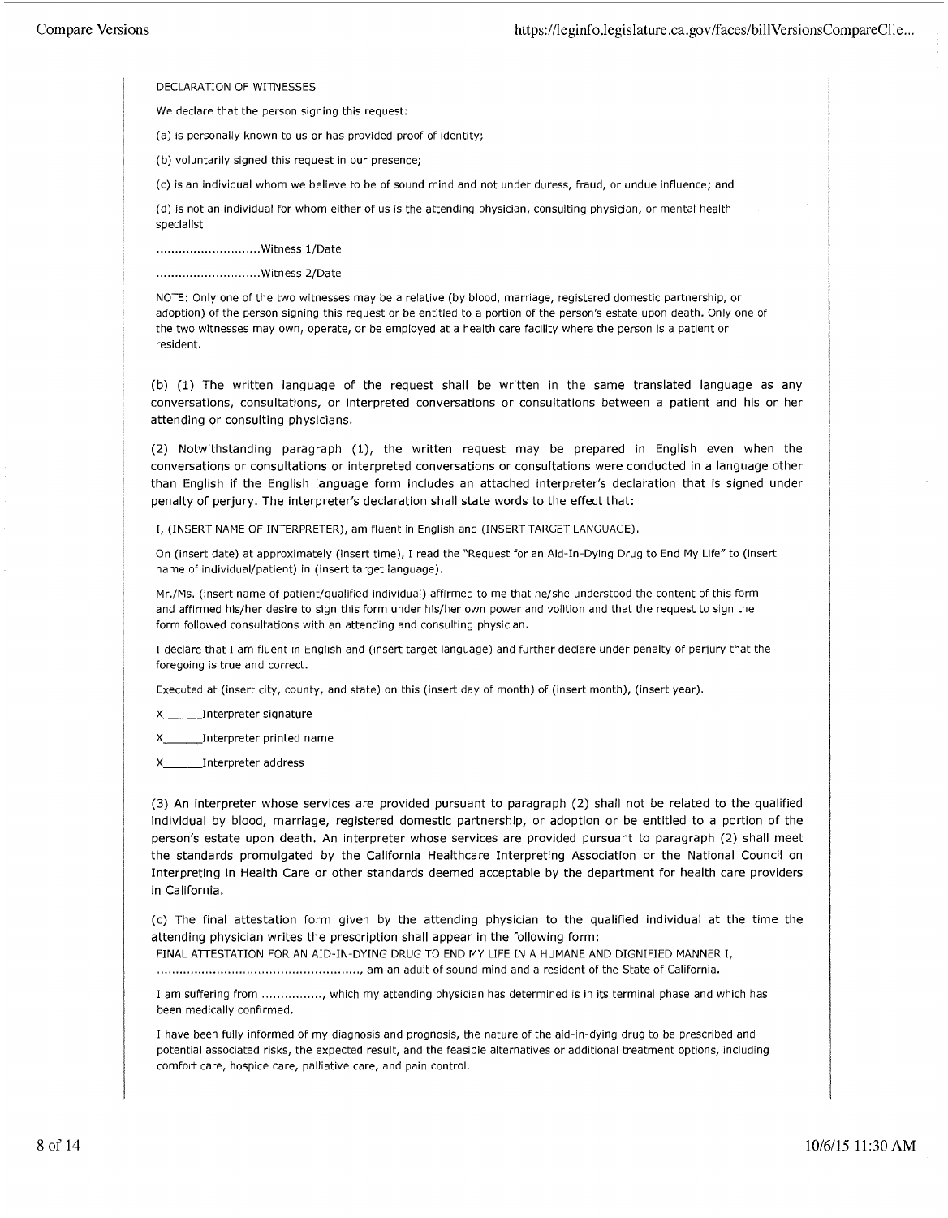DECLARATION OF WITNESSES

We declare that the person signing this request:

(a) is personally known to us or has provided proof of identity;

(b) voluntarily signed this request in our presence;

(c) is an individual whom we believe to be of sound mind and not under duress, fraud, or undue influence; and

(d) is not an individual for whom either of us is the attending physician, consulting physician, or mental health specialist.

............................Witness 1/Date

............................Witness 2/Date

NOTE: Only one of the two witnesses may be a relative (by blood, marriage, registered domestic partnership, or adoption) of the person signing this request or be entitled to a portion of the person's estate upon death. Only one of the two witnesses may own, operate, or be employed at a health care facility where the person is a patient or resident.

(b) (1) The written language of the request shall be written in the same translated language as any conversations, consultations, or interpreted conversations or consultations between a patient and his or her attending or consulting physicians.

(2) Notwithstanding paragraph (1), the written request may be prepared in English even when the conversations or consultations or interpreted conversations or consultations were conducted in a language other than English if the English language form includes an attached interpreter's declaration that is signed under penalty of perjury. The interpreter's declaration shall state words to the effect that:

I, (INSERT NAME OF INTERPRETER), am fluent in English and (INSERT TARGET LANGUAGE).

On (insert date) at approximately (insert time), I read the "Request for an Aid-In-Dying Drug to End My Life" to (insert name of individual/patient) in (insert target language).

Mr./Ms. (insert name of patient/qualified individual) affirmed to me that he/she understood the content of this form and affirmed his/her desire to sign this form under his/her own power and volition and that the request to sign the form followed consultations with an attending and consulting physician.

I declare that I am fluent in English and (insert target language) and further declare under penalty of perjury that the foregoing is true and correct.

Executed at (insert city, county, and state) on this (insert day of month) of (insert month), (insert year).

X______Interpreter signature

X______Interpreter printed name

X______Interpreter address

(3) An interpreter whose services are provided pursuant to paragraph (2) shall not be related to the qualified individual by blood, marriage, registered domestic partnership, or adoption or be entitled to a portion of the person's estate upon death. An interpreter whose services are provided pursuant to paragraph (2) shall meet the standards promulgated by the California Healthcare Interpreting Association or the National Council on Interpreting in Health Care or other standards deemed acceptable by the department for health care providers in California.

(c) The final attestation form given by the attending physician to the qualified individual at the time the attending physician writes the prescription shall appear in the following form:

FINAL ATTESTATION FOR AN AID-IN-DYING DRUG TO END MY LIFE IN A HUMANE AND DIGNIFIED MANNER I, ......................................................, am an adult of sound mind and a resident of the State of California.

I am suffering from ................, which my attending physician has determined is in its terminal phase and which has been medically confirmed.

I have been fully informed of my diagnosis and prognosis, the nature of the aid-in-dying drug to be prescribed and potential associated risks, the expected result, and the feasible alternatives or additional treatment options, including comfort care, hospice care, palliative care, and pain control.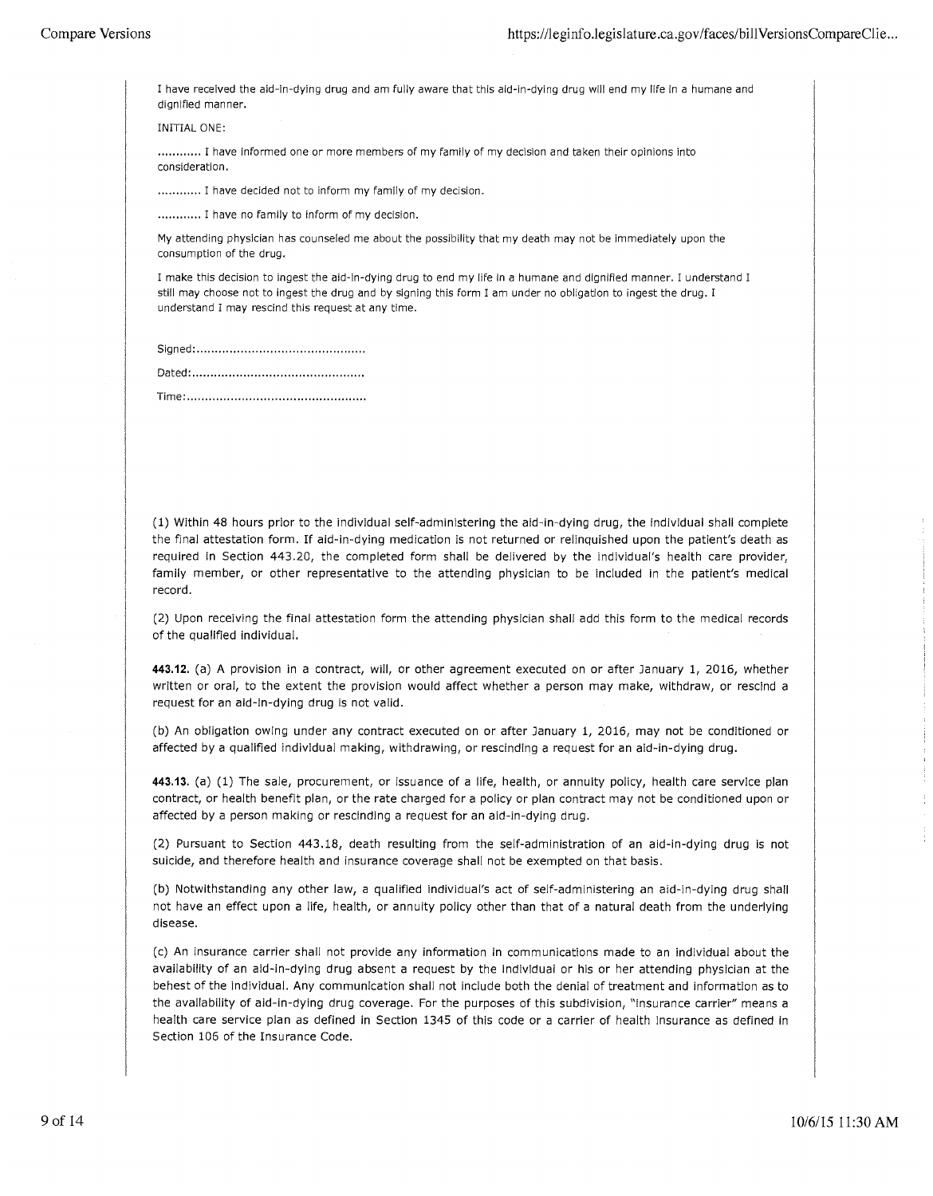I have received the aid-in-dying drug and am fully aware that this aid-in-dying drug will end my life in a humane and dignified manner.

INITIAL ONE:

............ I have informed one or more members of my family of my decision and taken their opinions into consideration.

............ I have decided not to inform my family of my decision.

............ I have no family to inform of my decision.

My attending physician has counseled me about the possibility that my death may not be immediately upon the consumption of the drug.

I make this decision to ingest the aid-in-dying drug to end my life in a humane and dignified manner. I understand I still may choose not to ingest the drug and by signing this form I am under no obligation to ingest the drug. I understand I may rescind this request at any time.

Signed:.............................................

Dated:..............................................

Time:...............................................

(1) Within 48 hours prior to the individual self-administering the aid-in-dying drug, the individual shall complete the final attestation form. If aid-in-dying medication is not returned or relinquished upon the patient's death as required in Section 443.20, the completed form shall be delivered by the individual's health care provider, family member, or other representative to the attending physician to be included in the patient's medical record.

(2) Upon receiving the final attestation form the attending physician shall add this form to the medical records of the qualified individual.

**443.12.** (a) A provision in a contract, will, or other agreement executed on or after January 1, 2016, whether written or oral, to the extent the provision would affect whether a person may make, withdraw, or rescind a request for an aid-in-dying drug is not valid.

(b) An obligation owing under any contract executed on or after January 1, 2016, may not be conditioned or affected by a qualified individual making, withdrawing, or rescinding a request for an aid-in-dying drug.

**443.13.** (a) (1) The sale, procurement, or issuance of a life, health, or annuity policy, health care service plan contract, or health benefit plan, or the rate charged for a policy or plan contract may not be conditioned upon or affected by a person making or rescinding a request for an aid-in-dying drug.

(2) Pursuant to Section 443.18, death resulting from the self-administration of an aid-in-dying drug is not suicide, and therefore health and insurance coverage shall not be exempted on that basis.

(b) Notwithstanding any other law, a qualified individual's act of self-administering an aid-in-dying drug shall not have an effect upon a life, health, or annuity policy other than that of a natural death from the underlying disease.

(c) An insurance carrier shall not provide any information in communications made to an individual about the availability of an aid-in-dying drug absent a request by the individual or his or her attending physician at the behest of the individual. Any communication shall not include both the denial of treatment and information as to the availability of aid-in-dying drug coverage. For the purposes of this subdivision, "insurance carrier" means a health care service plan as defined in Section 1345 of this code or a carrier of health insurance as defined in Section 106 of the Insurance Code.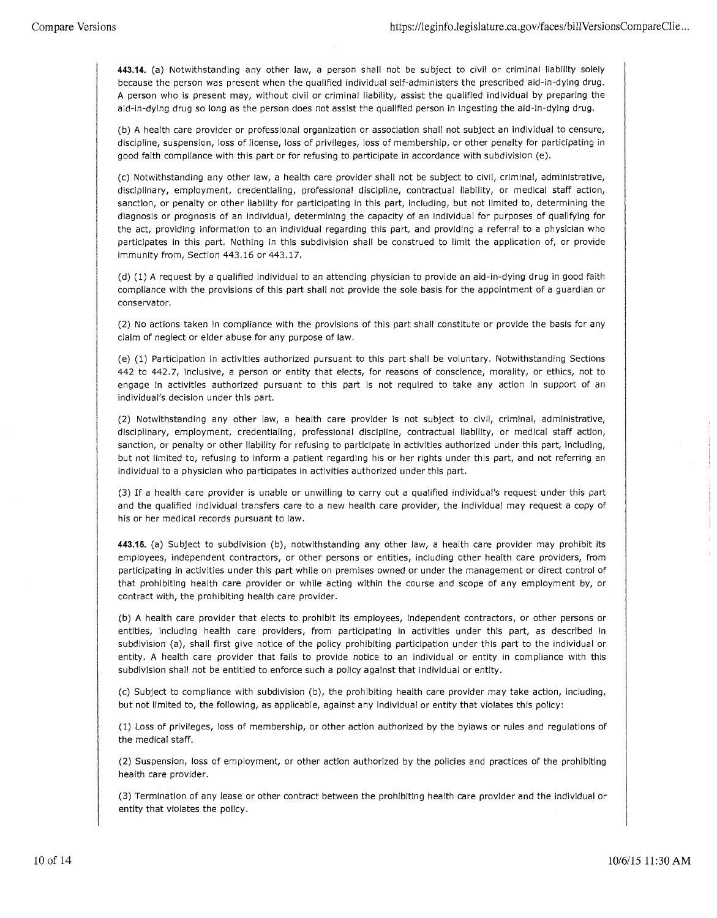**443.14.** (a) Notwithstanding any other law, a person shall not be subject to civil or criminal liability solely because the person was present when the qualified individual self-administers the prescribed aid-in-dying drug. A person who is present may, without civil or criminal liability, assist the qualified individual by preparing the aid-in-dying drug so long as the person does not assist the qualified person in ingesting the aid-in-dying drug.

(b) A health care provider or professional organization or association shall not subject an individual to censure, discipline, suspension, loss of license, loss of privileges, loss of membership, or other penalty for participating in good faith compliance with this part or for refusing to participate in accordance with subdivision (e).

(c) Notwithstanding any other law, a health care provider shall not be subject to civil, criminal, administrative, disciplinary, employment, credentialing, professional discipline, contractual liability, or medical staff action, sanction, or penalty or other liability for participating in this part, including, but not limited to, determining the diagnosis or prognosis of an individual, determining the capacity of an individual for purposes of qualifying for the act, providing information to an individual regarding this part, and providing a referral to a physician who participates in this part. Nothing in this subdivision shall be construed to limit the application of, or provide immunity from, Section 443.16 or 443.17.

(d) (1) A request by a qualified individual to an attending physician to provide an aid-in-dying drug in good faith compliance with the provisions of this part shall not provide the sole basis for the appointment of a guardian or conservator.

(2) No actions taken in compliance with the provisions of this part shall constitute or provide the basis for any claim of neglect or elder abuse for any purpose of law.

(e) (1) Participation in activities authorized pursuant to this part shall be voluntary. Notwithstanding Sections 442 to 442.7, inclusive, a person or entity that elects, for reasons of conscience, morality, or ethics, not to engage in activities authorized pursuant to this part is not required to take any action in support of an individual's decision under this part.

(2) Notwithstanding any other law, a health care provider is not subject to civil, criminal, administrative, disciplinary, employment, credentialing, professional discipline, contractual liability, or medical staff action, sanction, or penalty or other liability for refusing to participate in activities authorized under this part, including, but not limited to, refusing to inform a patient regarding his or her rights under this part, and not referring an individual to a physician who participates in activities authorized under this part.

(3) If a health care provider is unable or unwilling to carry out a qualified individual's request under this part and the qualified individual transfers care to a new health care provider, the individual may request a copy of his or her medical records pursuant to law.

**443.15.** (a) Subject to subdivision (b), notwithstanding any other law, a health care provider may prohibit its employees, independent contractors, or other persons or entities, including other health care providers, from participating in activities under this part while on premises owned or under the management or direct control of that prohibiting health care provider or while acting within the course and scope of any employment by, or contract with, the prohibiting health care provider.

(b) A health care provider that elects to prohibit its employees, independent contractors, or other persons or entities, including health care providers, from participating in activities under this part, as described in subdivision (a), shall first give notice of the policy prohibiting participation under this part to the individual or entity. A health care provider that fails to provide notice to an individual or entity in compliance with this subdivision shall not be entitled to enforce such a policy against that individual or entity.

(c) Subject to compliance with subdivision (b), the prohibiting health care provider may take action, including, but not limited to, the following, as applicable, against any individual or entity that violates this policy:

(1) Loss of privileges, loss of membership, or other action authorized by the bylaws or rules and regulations of the medical staff.

(2) Suspension, loss of employment, or other action authorized by the policies and practices of the prohibiting health care provider.

(3) Termination of any lease or other contract between the prohibiting health care provider and the individual or entity that violates the policy.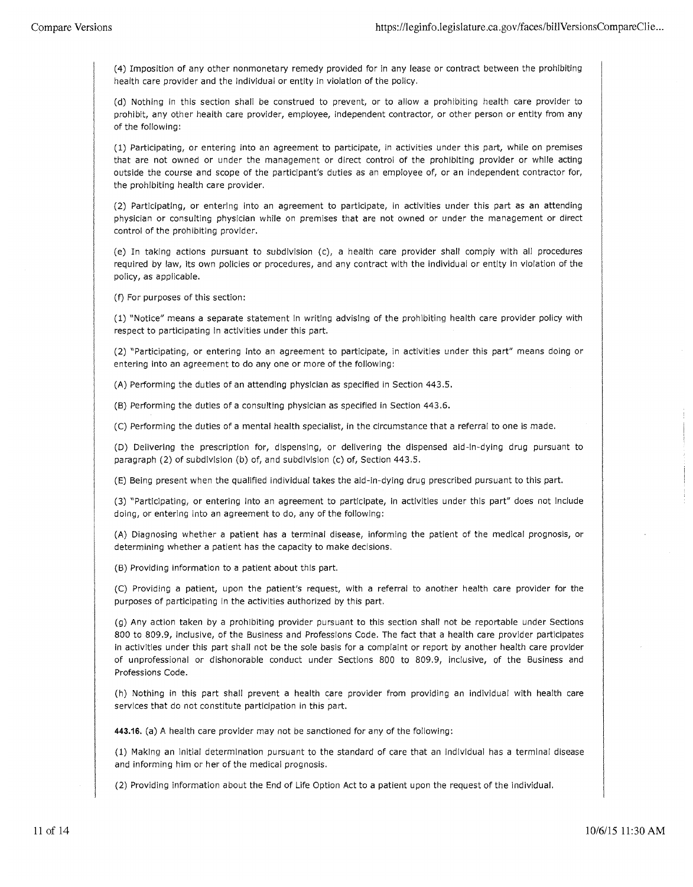(4) Imposition of any other nonmonetary remedy provided for in any lease or contract between the prohibiting health care provider and the individual or entity in violation of the policy.

(d) Nothing in this section shall be construed to prevent, or to allow a prohibiting health care provider to prohibit, any other health care provider, employee, independent contractor, or other person or entity from any of the following:

(1) Participating, or entering into an agreement to participate, in activities under this part, while on premises that are not owned or under the management or direct control of the prohibiting provider or while acting outside the course and scope of the participant's duties as an employee of, or an independent contractor for, the prohibiting health care provider.

(2) Participating, or entering into an agreement to participate, in activities under this part as an attending physician or consulting physician while on premises that are not owned or under the management or direct control of the prohibiting provider.

(e) In taking actions pursuant to subdivision (c), a health care provider shall comply with all procedures required by law, its own policies or procedures, and any contract with the individual or entity in violation of the policy, as applicable.

(f) For purposes of this section:

(1) "Notice" means a separate statement in writing advising of the prohibiting health care provider policy with respect to participating in activities under this part.

(2) "Participating, or entering into an agreement to participate, in activities under this part" means doing or entering into an agreement to do any one or more of the following:

(A) Performing the duties of an attending physician as specified in Section 443.5.

(B) Performing the duties of a consulting physician as specified in Section 443.6.

(C) Performing the duties of a mental health specialist, in the circumstance that a referral to one is made.

(D) Delivering the prescription for, dispensing, or delivering the dispensed aid-in-dying drug pursuant to paragraph (2) of subdivision (b) of, and subdivision (c) of, Section 443.5.

(E) Being present when the qualified individual takes the aid-in-dying drug prescribed pursuant to this part.

(3) "Participating, or entering into an agreement to participate, in activities under this part" does not include doing, or entering into an agreement to do, any of the following:

(A) Diagnosing whether a patient has a terminal disease, informing the patient of the medical prognosis, or determining whether a patient has the capacity to make decisions.

(B) Providing information to a patient about this part.

(C) Providing a patient, upon the patient's request, with a referral to another health care provider for the purposes of participating in the activities authorized by this part.

(g) Any action taken by a prohibiting provider pursuant to this section shall not be reportable under Sections 800 to 809.9, inclusive, of the Business and Professions Code. The fact that a health care provider participates in activities under this part shall not be the sole basis for a complaint or report by another health care provider of unprofessional or dishonorable conduct under Sections 800 to 809.9, inclusive, of the Business and Professions Code.

(h) Nothing in this part shall prevent a health care provider from providing an individual with health care services that do not constitute participation in this part.

**443.16.** (a) A health care provider may not be sanctioned for any of the following:

(1) Making an initial determination pursuant to the standard of care that an individual has a terminal disease and informing him or her of the medical prognosis.

(2) Providing information about the End of Life Option Act to a patient upon the request of the individual.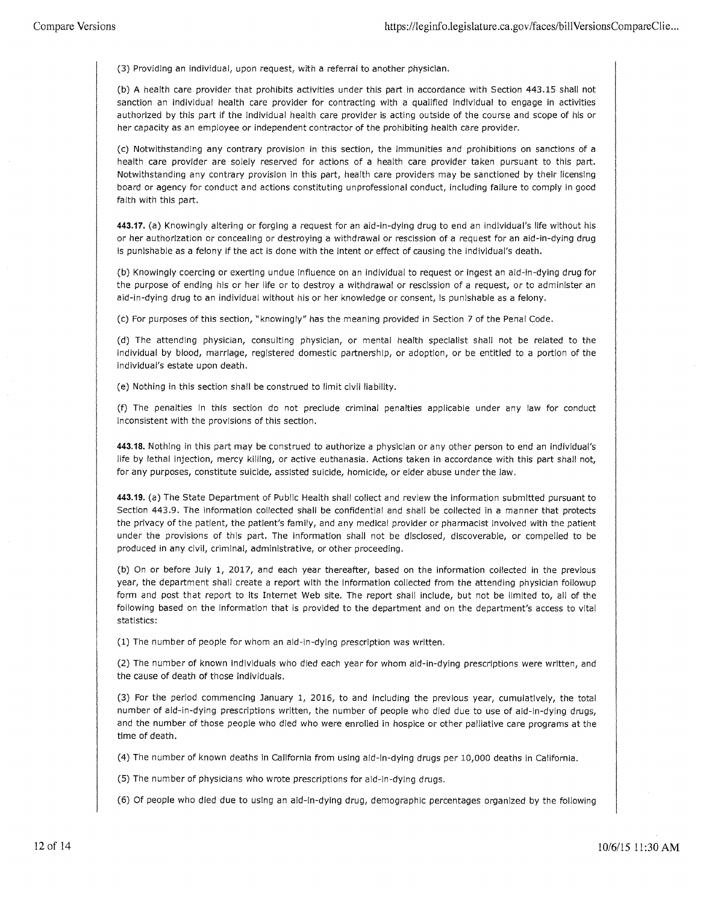(3) Providing an individual, upon request, with a referral to another physician.

(b) A health care provider that prohibits activities under this part in accordance with Section 443.15 shall not sanction an individual health care provider for contracting with a qualified individual to engage in activities authorized by this part if the individual health care provider is acting outside of the course and scope of his or her capacity as an employee or independent contractor of the prohibiting health care provider.

(c) Notwithstanding any contrary provision in this section, the immunities and prohibitions on sanctions of a health care provider are solely reserved for actions of a health care provider taken pursuant to this part. Notwithstanding any contrary provision in this part, health care providers may be sanctioned by their licensing board or agency for conduct and actions constituting unprofessional conduct, including failure to comply in good faith with this part.

**443.17.** (a) Knowingly altering or forging a request for an aid-in-dying drug to end an individual's life without his or her authorization or concealing or destroying a withdrawal or rescission of a request for an aid-in-dying drug is punishable as a felony if the act is done with the intent or effect of causing the individual's death.

(b) Knowingly coercing or exerting undue influence on an individual to request or ingest an aid-in-dying drug for the purpose of ending his or her life or to destroy a withdrawal or rescission of a request, or to administer an aid-in-dying drug to an individual without his or her knowledge or consent, is punishable as a felony.

(c) For purposes of this section, "knowingly" has the meaning provided in Section 7 of the Penal Code.

(d) The attending physician, consulting physician, or mental health specialist shall not be related to the individual by blood, marriage, registered domestic partnership, or adoption, or be entitled to a portion of the individual's estate upon death.

(e) Nothing in this section shall be construed to limit civil liability.

(f) The penalties in this section do not preclude criminal penalties applicable under any law for conduct inconsistent with the provisions of this section.

**443.18.** Nothing in this part may be construed to authorize a physician or any other person to end an individual's life by lethal injection, mercy killing, or active euthanasia. Actions taken in accordance with this part shall not, for any purposes, constitute suicide, assisted suicide, homicide, or elder abuse under the law.

**443.19.** (a) The State Department of Public Health shall collect and review the information submitted pursuant to Section 443.9. The information collected shall be confidential and shall be collected in a manner that protects the privacy of the patient, the patient's family, and any medical provider or pharmacist involved with the patient under the provisions of this part. The information shall not be disclosed, discoverable, or compelled to be produced in any civil, criminal, administrative, or other proceeding.

(b) On or before July 1, 2017, and each year thereafter, based on the information collected in the previous year, the department shall create a report with the information collected from the attending physician followup form and post that report to its Internet Web site. The report shall include, but not be limited to, all of the following based on the information that is provided to the department and on the department's access to vital statistics:

(1) The number of people for whom an aid-in-dying prescription was written.

(2) The number of known individuals who died each year for whom aid-in-dying prescriptions were written, and the cause of death of those individuals.

(3) For the period commencing January 1, 2016, to and including the previous year, cumulatively, the total number of aid-in-dying prescriptions written, the number of people who died due to use of aid-in-dying drugs, and the number of those people who died who were enrolled in hospice or other palliative care programs at the time of death.

(4) The number of known deaths in California from using aid-in-dying drugs per 10,000 deaths in California.

(5) The number of physicians who wrote prescriptions for aid-in-dying drugs.

(6) Of people who died due to using an aid-in-dying drug, demographic percentages organized by the following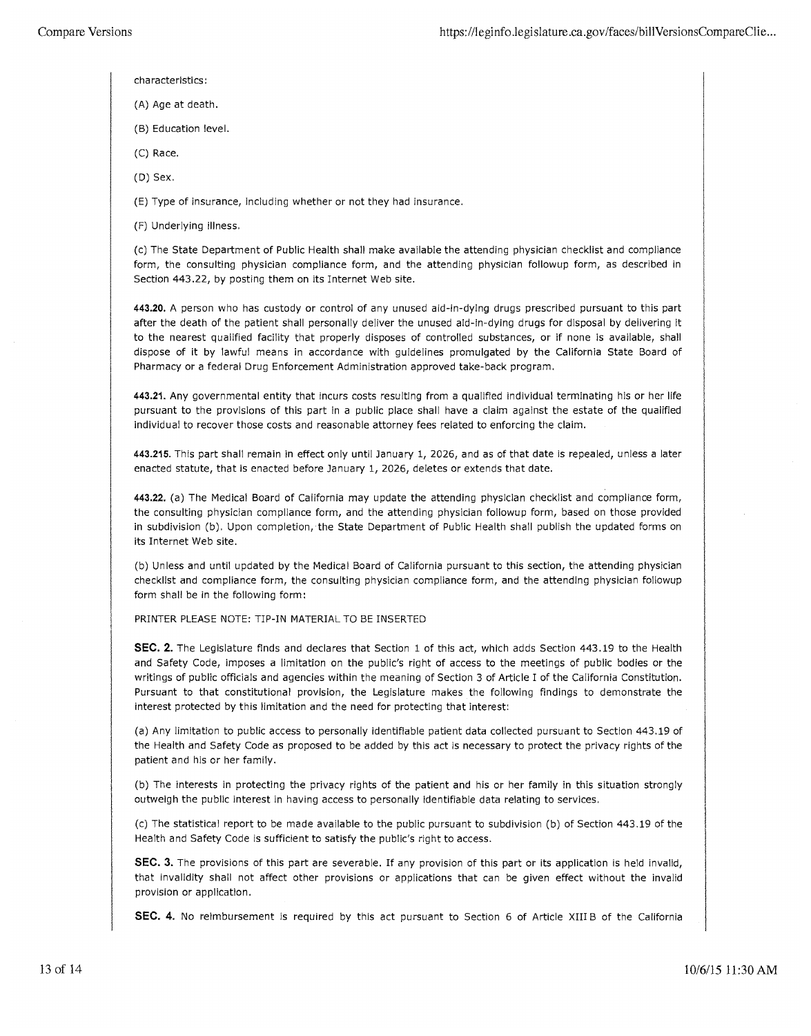characteristics:

(A) Age at death.

(B) Education level.

(C) Race.

(D) Sex.

(E) Type of insurance, including whether or not they had insurance.

(F) Underlying illness.

(c) The State Department of Public Health shall make available the attending physician checklist and compliance form, the consulting physician compliance form, and the attending physician followup form, as described in Section 443.22, by posting them on its Internet Web site.

**443.20.** A person who has custody or control of any unused aid-in-dying drugs prescribed pursuant to this part after the death of the patient shall personally deliver the unused aid-in-dying drugs for disposal by delivering it to the nearest qualified facility that properly disposes of controlled substances, or if none is available, shall dispose of it by lawful means in accordance with guidelines promulgated by the California State Board of Pharmacy or a federal Drug Enforcement Administration approved take-back program.

**443.21.** Any governmental entity that incurs costs resulting from a qualified individual terminating his or her life pursuant to the provisions of this part in a public place shall have a claim against the estate of the qualified individual to recover those costs and reasonable attorney fees related to enforcing the claim.

**443.215.** This part shall remain in effect only until January 1, 2026, and as of that date is repealed, unless a later enacted statute, that is enacted before January 1, 2026, deletes or extends that date.

**443.22.** (a) The Medical Board of California may update the attending physician checklist and compliance form, the consulting physician compliance form, and the attending physician followup form, based on those provided in subdivision (b). Upon completion, the State Department of Public Health shall publish the updated forms on its Internet Web site.

(b) Unless and until updated by the Medical Board of California pursuant to this section, the attending physician checklist and compliance form, the consulting physician compliance form, and the attending physician followup form shall be in the following form:

PRINTER PLEASE NOTE: TIP-IN MATERIAL TO BE INSERTED

**SEC. 2.** The Legislature finds and declares that Section 1 of this act, which adds Section 443.19 to the Health and Safety Code, imposes a limitation on the public's right of access to the meetings of public bodies or the writings of public officials and agencies within the meaning of Section 3 of Article I of the California Constitution. Pursuant to that constitutional provision, the Legislature makes the following findings to demonstrate the interest protected by this limitation and the need for protecting that interest:

(a) Any limitation to public access to personally identifiable patient data collected pursuant to Section 443.19 of the Health and Safety Code as proposed to be added by this act is necessary to protect the privacy rights of the patient and his or her family.

(b) The interests in protecting the privacy rights of the patient and his or her family in this situation strongly outweigh the public interest in having access to personally identifiable data relating to services.

(c) The statistical report to be made available to the public pursuant to subdivision (b) of Section 443.19 of the Health and Safety Code is sufficient to satisfy the public's right to access.

**SEC. 3.** The provisions of this part are severable. If any provision of this part or its application is held invalid, that invalidity shall not affect other provisions or applications that can be given effect without the invalid provision or application.

**SEC. 4.** No reimbursement is required by this act pursuant to Section 6 of Article XIII B of the California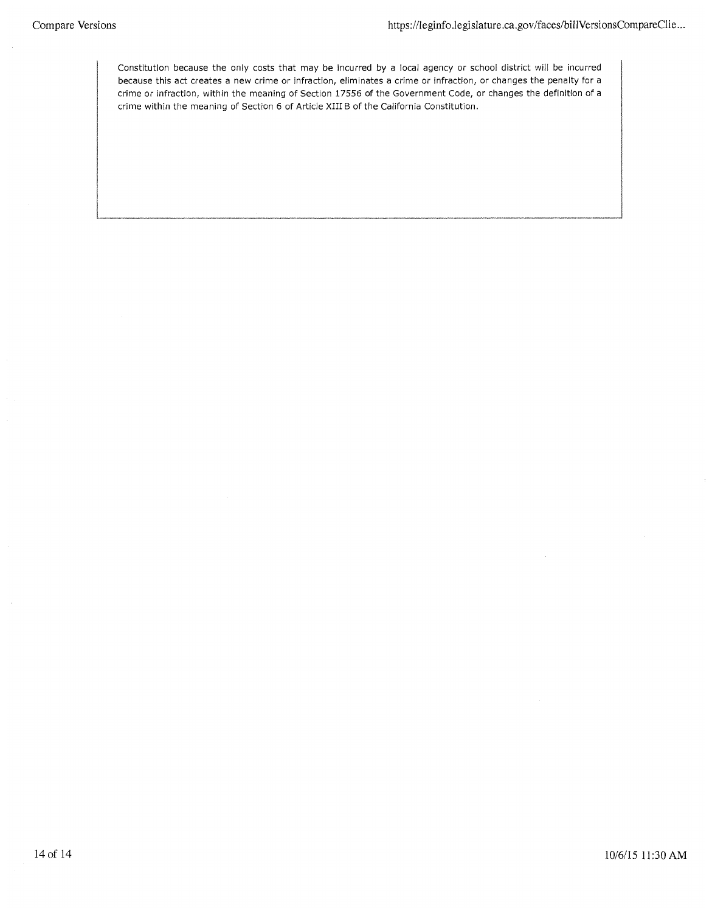Constitution because the only costs that may be incurred by a local agency or school district will be incurred because this act creates a new crime or infraction, eliminates a crime or infraction, or changes the penalty for a crime or infraction, within the meaning of Section 17556 of the Government Code, or changes the definition of a crime within the meaning of Section 6 of Article XIII B of the California Constitution.